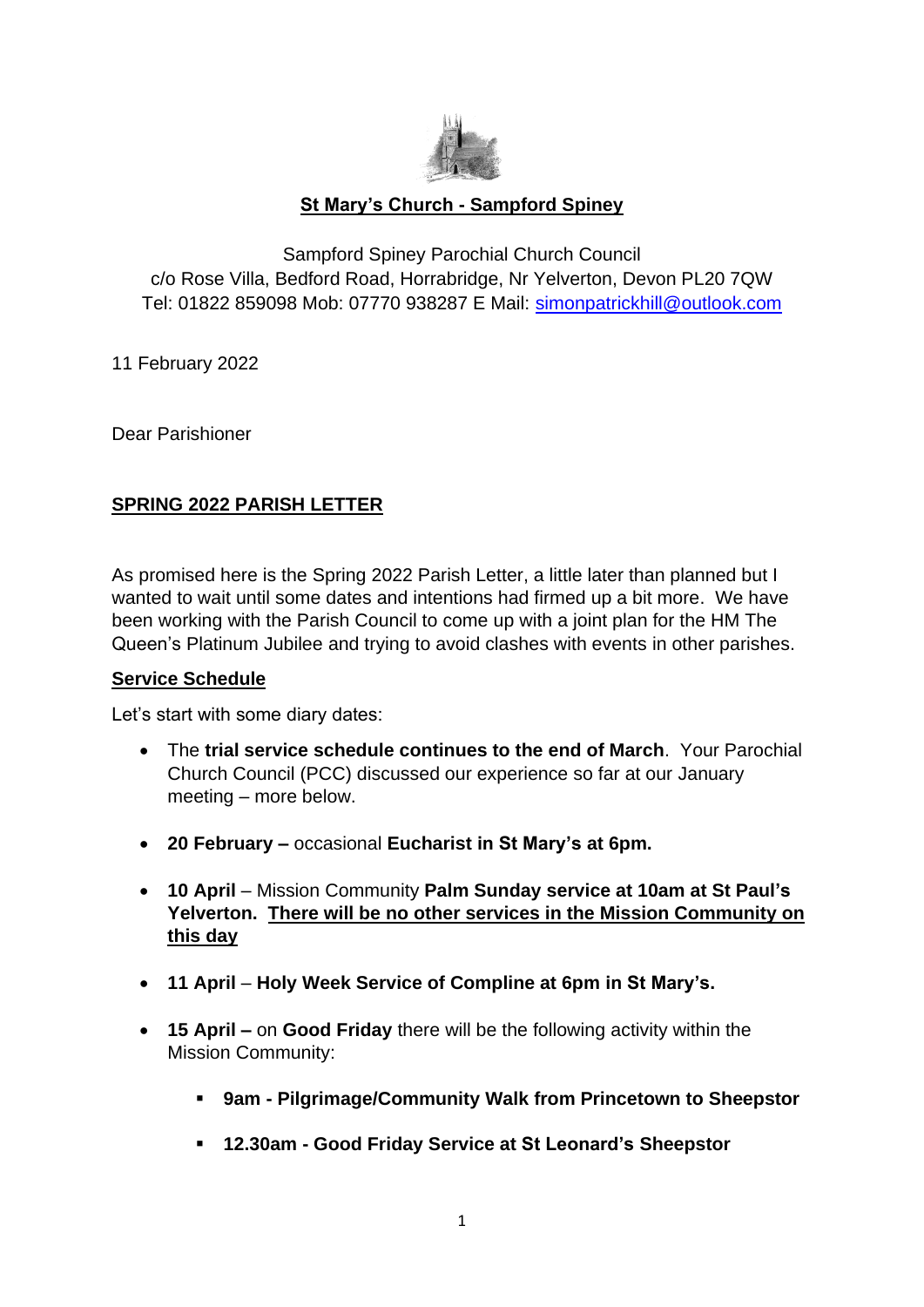**St Mary's Church - Sampford Spiney**

Sampford Spiney Parochial Church Council
c/o Rose Villa, Bedford Road, Horrabridge, Nr Yelverton, Devon PL20 7QW
Tel: 01822 859098 Mob: 07770 938287 E Mail: simonpatrickhill@outlook.com

11 February 2022

Dear Parishioner

## SPRING 2022 PARISH LETTER

As promised here is the Spring 2022 Parish Letter, a little later than planned but I wanted to wait until some dates and intentions had firmed up a bit more. We have been working with the Parish Council to come up with a joint plan for the HM The Queen's Platinum Jubilee and trying to avoid clashes with events in other parishes.

### Service Schedule

Let's start with some diary dates:

- The **trial service schedule continues to the end of March**. Your Parochial Church Council (PCC) discussed our experience so far at our January meeting – more below.
- **20 February –** occasional **Eucharist in St Mary's at 6pm.**
- **10 April** – Mission Community **Palm Sunday service at 10am at St Paul's Yelverton. There will be no other services in the Mission Community on this day**
- **11 April** – **Holy Week Service of Compline at 6pm in St Mary's.**
- **15 April –** on **Good Friday** there will be the following activity within the Mission Community:
    - **9am - Pilgrimage/Community Walk from Princetown to Sheepstor**
    - **12.30am - Good Friday Service at St Leonard's Sheepstor**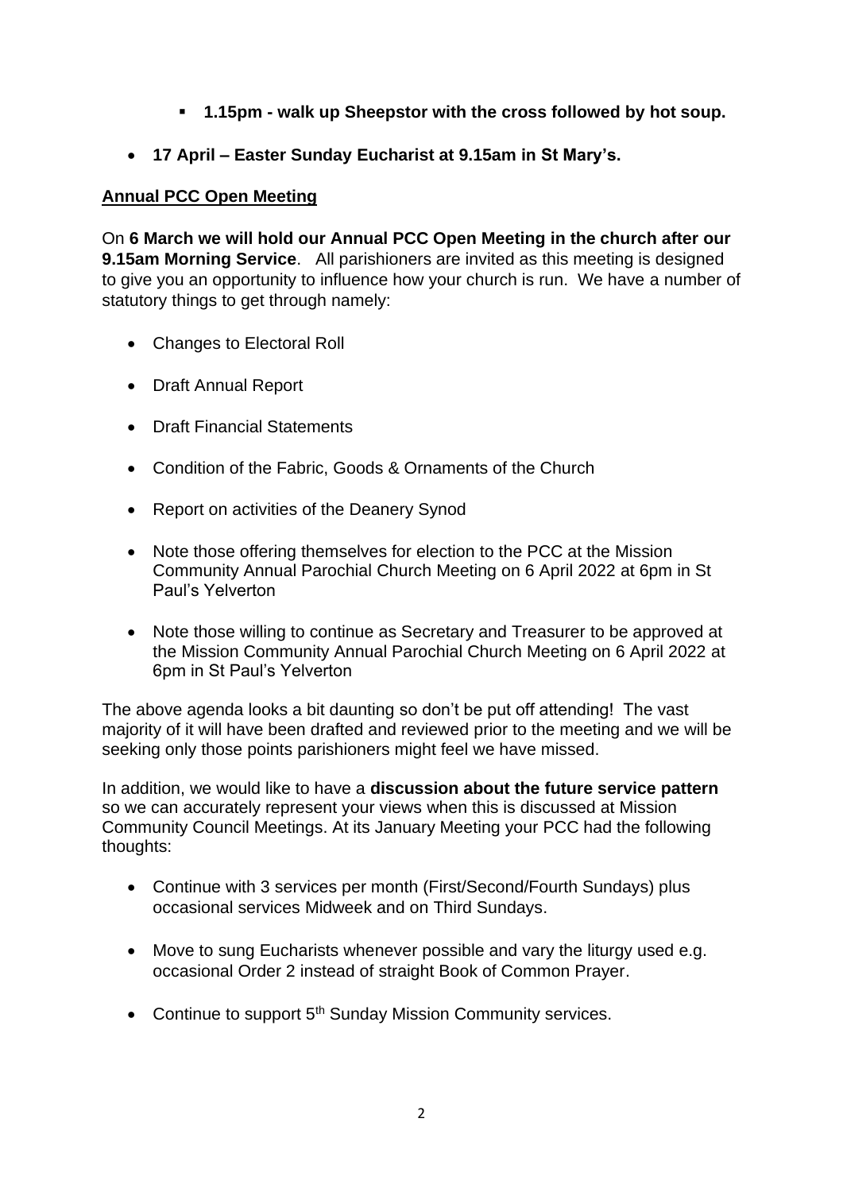- **1.15pm - walk up Sheepstor with the cross followed by hot soup.**

- **17 April – Easter Sunday Eucharist at 9.15am in St Mary's.**

**Annual PCC Open Meeting**

On **6 March we will hold our Annual PCC Open Meeting in the church after our 9.15am Morning Service**. All parishioners are invited as this meeting is designed to give you an opportunity to influence how your church is run. We have a number of statutory things to get through namely:

- Changes to Electoral Roll
- Draft Annual Report
- Draft Financial Statements
- Condition of the Fabric, Goods & Ornaments of the Church
- Report on activities of the Deanery Synod
- Note those offering themselves for election to the PCC at the Mission Community Annual Parochial Church Meeting on 6 April 2022 at 6pm in St Paul's Yelverton
- Note those willing to continue as Secretary and Treasurer to be approved at the Mission Community Annual Parochial Church Meeting on 6 April 2022 at 6pm in St Paul's Yelverton

The above agenda looks a bit daunting so don't be put off attending! The vast majority of it will have been drafted and reviewed prior to the meeting and we will be seeking only those points parishioners might feel we have missed.

In addition, we would like to have a **discussion about the future service pattern** so we can accurately represent your views when this is discussed at Mission Community Council Meetings. At its January Meeting your PCC had the following thoughts:

- Continue with 3 services per month (First/Second/Fourth Sundays) plus occasional services Midweek and on Third Sundays.
- Move to sung Eucharists whenever possible and vary the liturgy used e.g. occasional Order 2 instead of straight Book of Common Prayer.
- Continue to support 5th Sunday Mission Community services.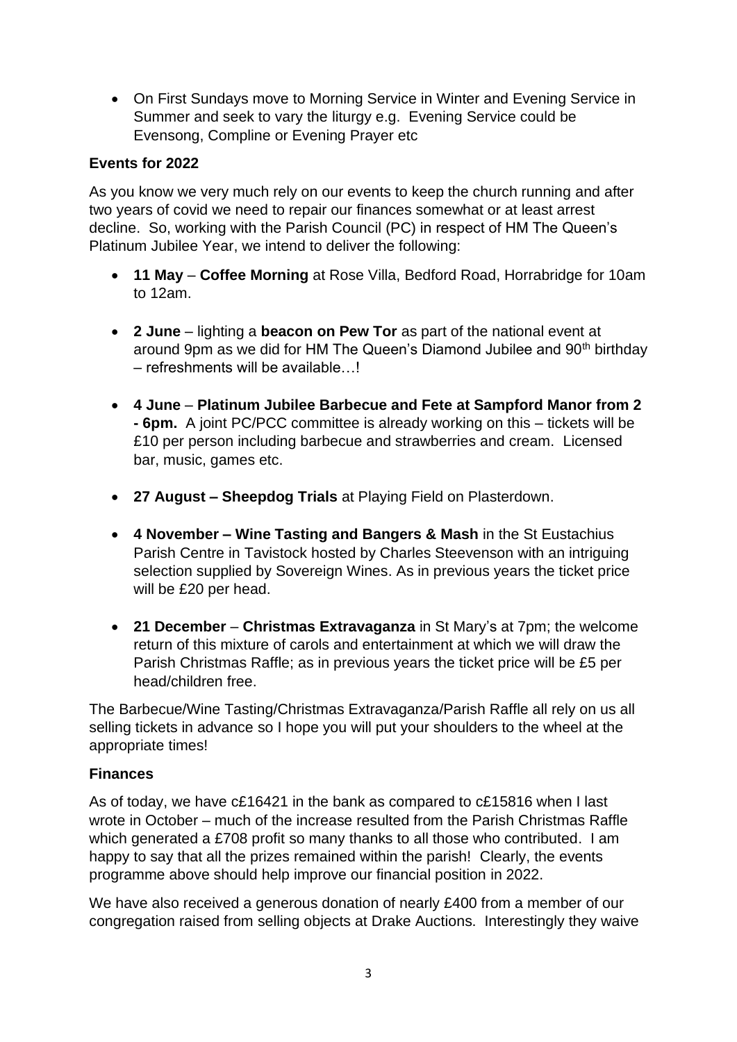- On First Sundays move to Morning Service in Winter and Evening Service in Summer and seek to vary the liturgy e.g. Evening Service could be Evensong, Compline or Evening Prayer etc

**Events for 2022**

As you know we very much rely on our events to keep the church running and after two years of covid we need to repair our finances somewhat or at least arrest decline. So, working with the Parish Council (PC) in respect of HM The Queen's Platinum Jubilee Year, we intend to deliver the following:

- **11 May** – **Coffee Morning** at Rose Villa, Bedford Road, Horrabridge for 10am to 12am.

- **2 June** – lighting a **beacon on Pew Tor** as part of the national event at around 9pm as we did for HM The Queen's Diamond Jubilee and 90th birthday – refreshments will be available…!

- **4 June** – **Platinum Jubilee Barbecue and Fete at Sampford Manor from 2 - 6pm.** A joint PC/PCC committee is already working on this – tickets will be £10 per person including barbecue and strawberries and cream. Licensed bar, music, games etc.

- **27 August – Sheepdog Trials** at Playing Field on Plasterdown.

- **4 November – Wine Tasting and Bangers & Mash** in the St Eustachius Parish Centre in Tavistock hosted by Charles Steevenson with an intriguing selection supplied by Sovereign Wines. As in previous years the ticket price will be £20 per head.

- **21 December** – **Christmas Extravaganza** in St Mary's at 7pm; the welcome return of this mixture of carols and entertainment at which we will draw the Parish Christmas Raffle; as in previous years the ticket price will be £5 per head/children free.

The Barbecue/Wine Tasting/Christmas Extravaganza/Parish Raffle all rely on us all selling tickets in advance so I hope you will put your shoulders to the wheel at the appropriate times!

**Finances**

As of today, we have c£16421 in the bank as compared to c£15816 when I last wrote in October – much of the increase resulted from the Parish Christmas Raffle which generated a £708 profit so many thanks to all those who contributed. I am happy to say that all the prizes remained within the parish! Clearly, the events programme above should help improve our financial position in 2022.

We have also received a generous donation of nearly £400 from a member of our congregation raised from selling objects at Drake Auctions. Interestingly they waive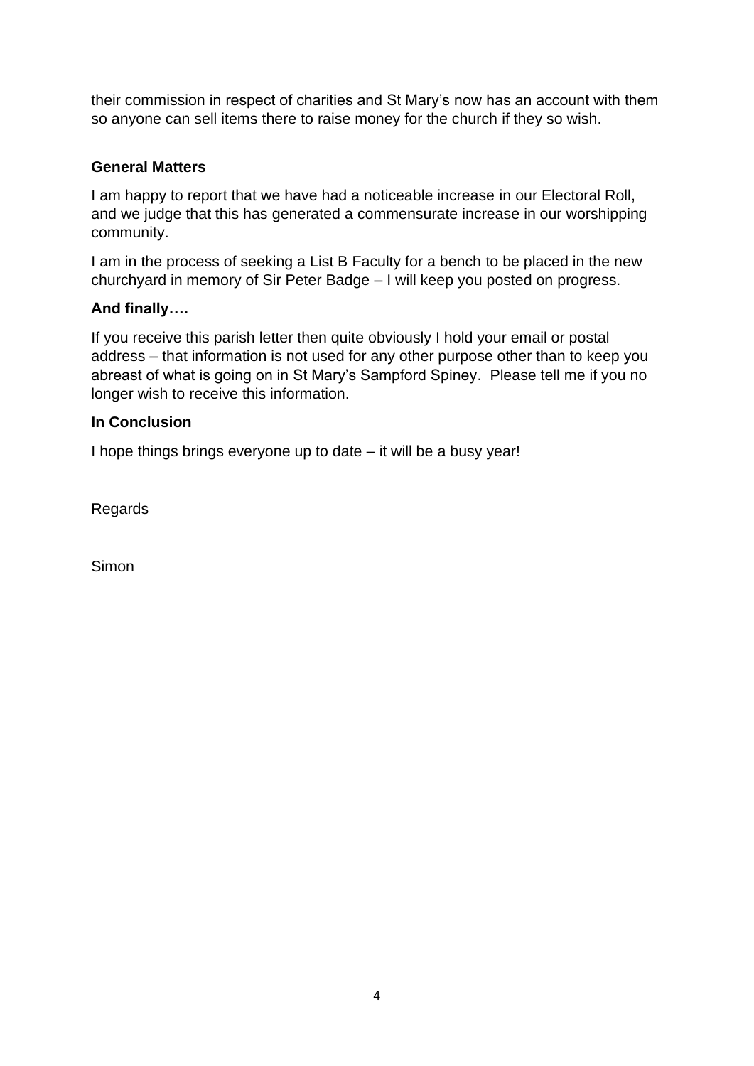their commission in respect of charities and St Mary's now has an account with them so anyone can sell items there to raise money for the church if they so wish.

**General Matters**

I am happy to report that we have had a noticeable increase in our Electoral Roll, and we judge that this has generated a commensurate increase in our worshipping community.

I am in the process of seeking a List B Faculty for a bench to be placed in the new churchyard in memory of Sir Peter Badge – I will keep you posted on progress.

**And finally….**

If you receive this parish letter then quite obviously I hold your email or postal address – that information is not used for any other purpose other than to keep you abreast of what is going on in St Mary's Sampford Spiney. Please tell me if you no longer wish to receive this information.

**In Conclusion**

I hope things brings everyone up to date – it will be a busy year!

Regards

Simon